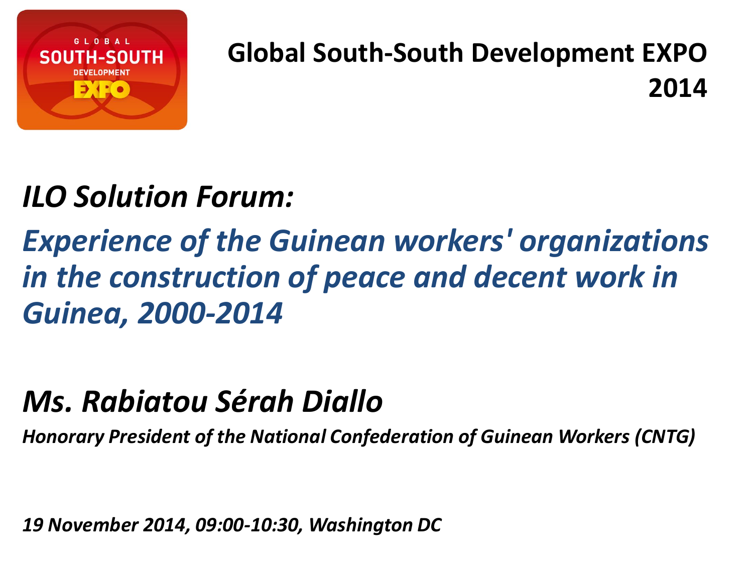# Global South-South Development EXPO 2014

## *ILO Solution Forum:*

## *Experience of the Guinean workers' organizations in the construction of peace and decent work in Guinea, 2000-2014*

### *Ms. Rabiatou Sérah Diallo*

***Honorary President of the National Confederation of Guinean Workers (CNTG)***

***19 November 2014, 09:00-10:30, Washington DC***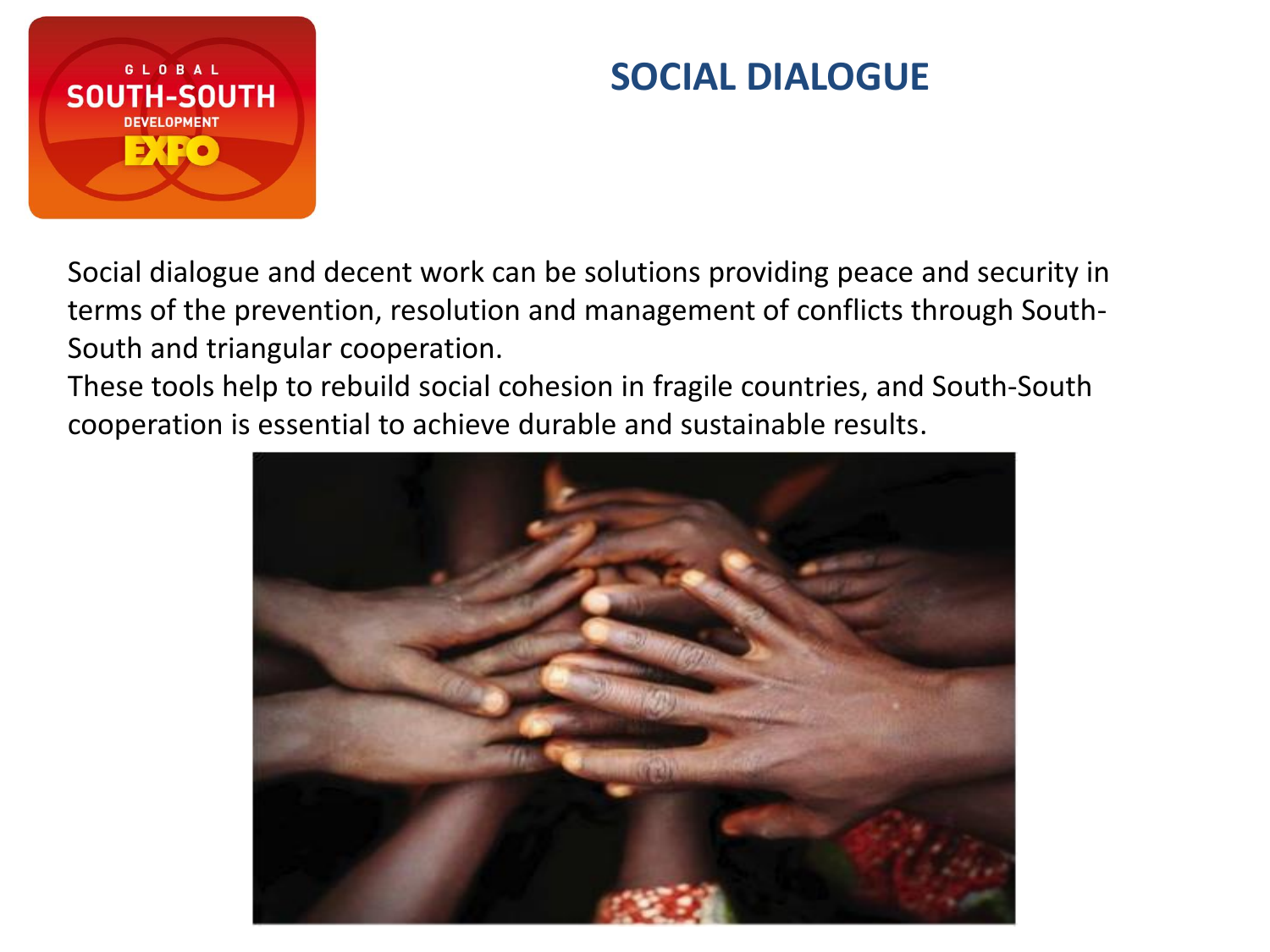# SOCIAL DIALOGUE

Social dialogue and decent work can be solutions providing peace and security in terms of the prevention, resolution and management of conflicts through South-South and triangular cooperation.

These tools help to rebuild social cohesion in fragile countries, and South-South cooperation is essential to achieve durable and sustainable results.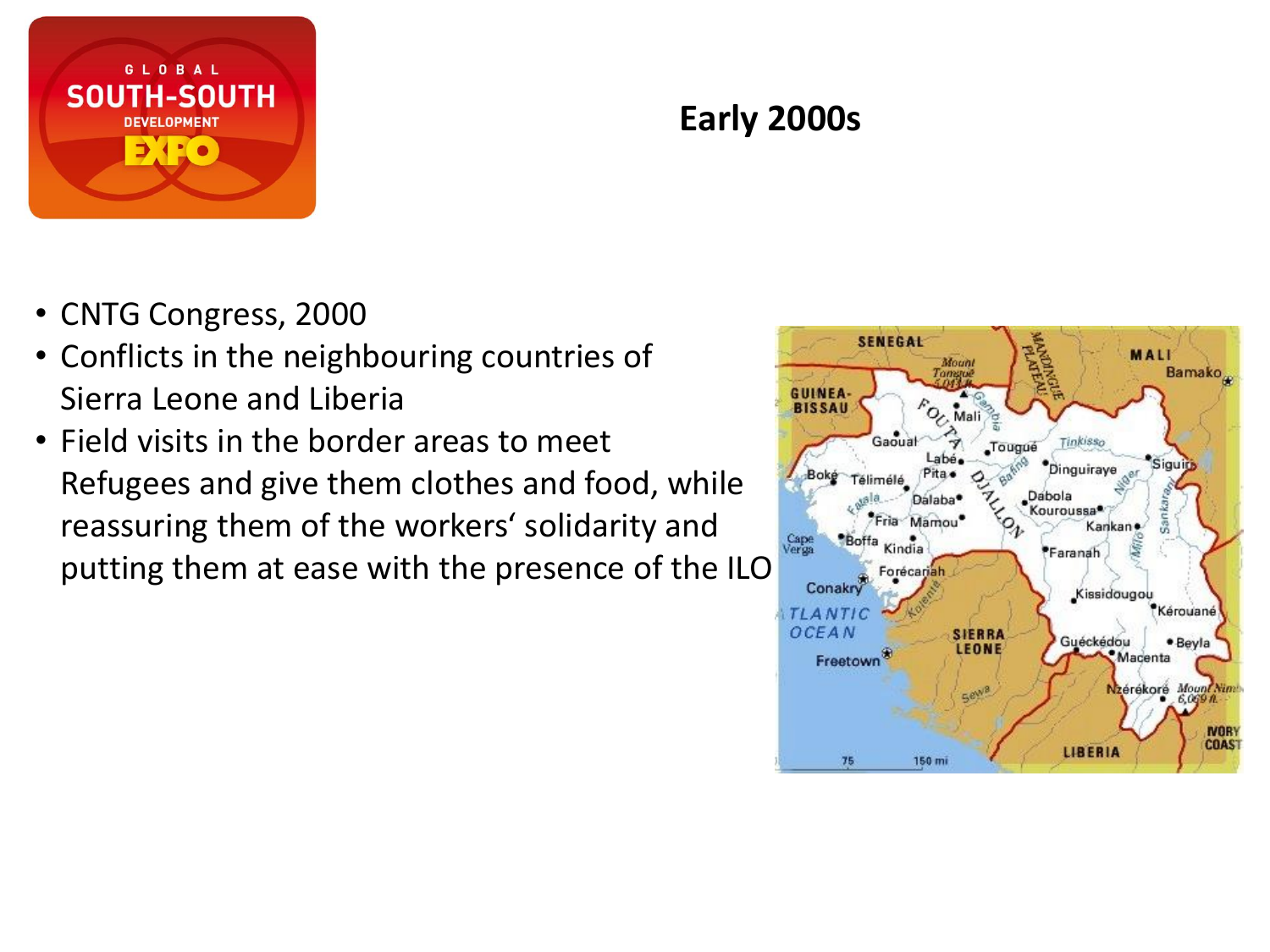## Early 2000s

- CNTG Congress, 2000
- Conflicts in the neighbouring countries of Sierra Leone and Liberia
- Field visits in the border areas to meet Refugees and give them clothes and food, while reassuring them of the workers' solidarity and putting them at ease with the presence of the ILO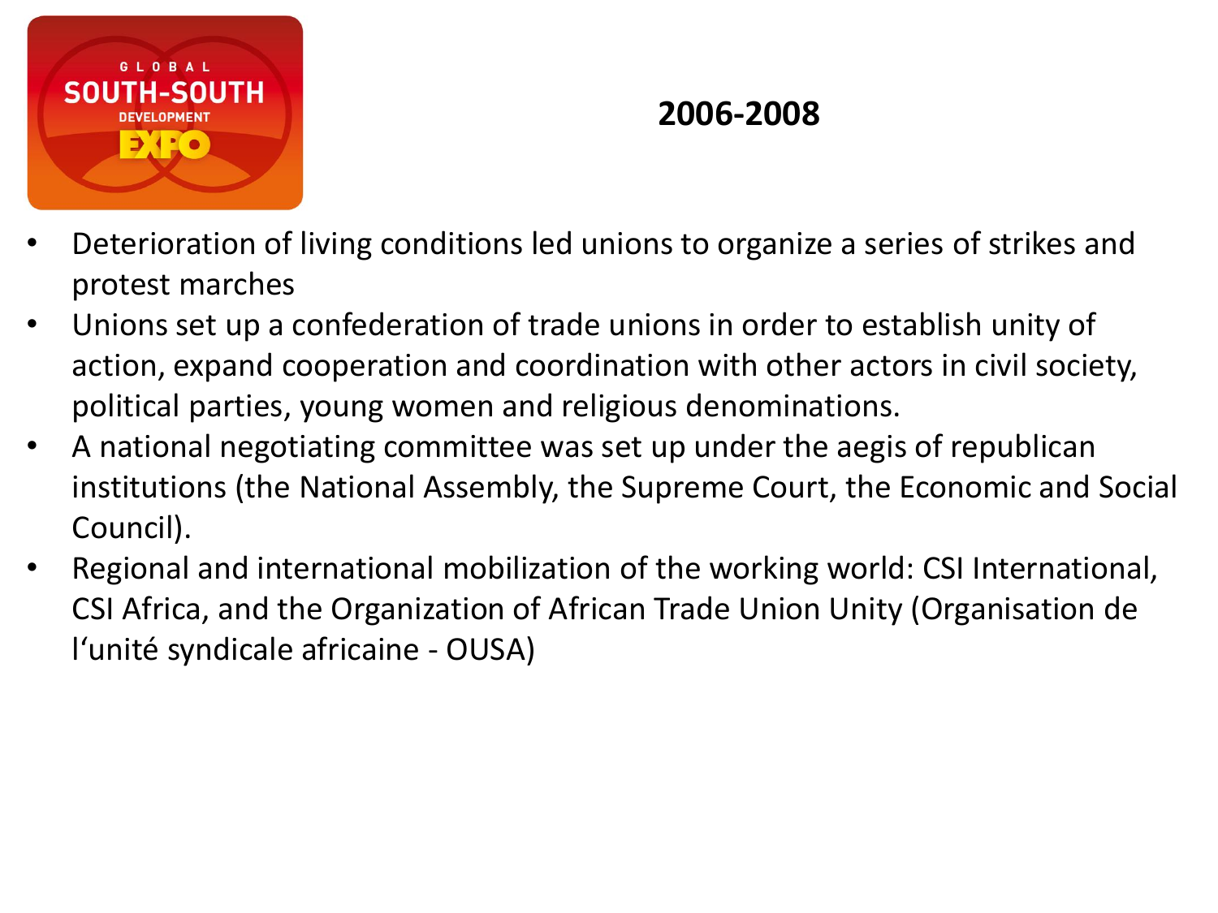## 2006-2008

- Deterioration of living conditions led unions to organize a series of strikes and protest marches
- Unions set up a confederation of trade unions in order to establish unity of action, expand cooperation and coordination with other actors in civil society, political parties, young women and religious denominations.
- A national negotiating committee was set up under the aegis of republican institutions (the National Assembly, the Supreme Court, the Economic and Social Council).
- Regional and international mobilization of the working world: CSI International, CSI Africa, and the Organization of African Trade Union Unity (Organisation de l'unité syndicale africaine - OUSA)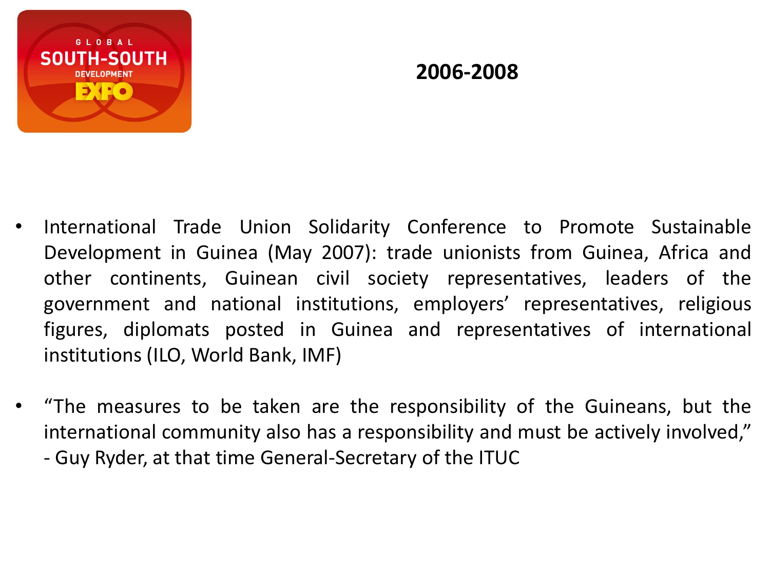GLOBAL SOUTH-SOUTH DEVELOPMENT EXPO

**2006-2008**

- International Trade Union Solidarity Conference to Promote Sustainable Development in Guinea (May 2007): trade unionists from Guinea, Africa and other continents, Guinean civil society representatives, leaders of the government and national institutions, employers' representatives, religious figures, diplomats posted in Guinea and representatives of international institutions (ILO, World Bank, IMF)
- "The measures to be taken are the responsibility of the Guineans, but the international community also has a responsibility and must be actively involved," - Guy Ryder, at that time General-Secretary of the ITUC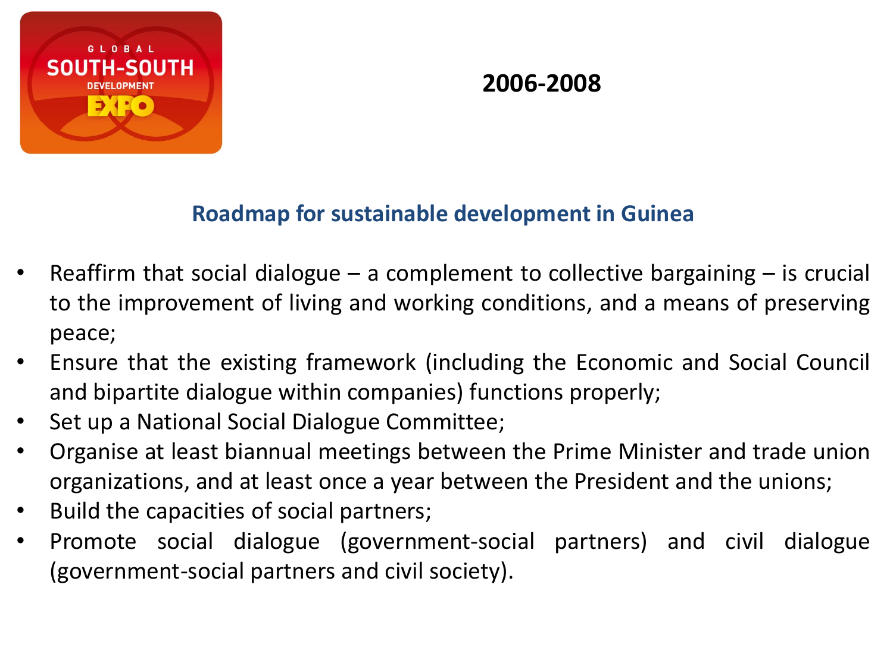**2006-2008**

## Roadmap for sustainable development in Guinea

- Reaffirm that social dialogue – a complement to collective bargaining – is crucial to the improvement of living and working conditions, and a means of preserving peace;
- Ensure that the existing framework (including the Economic and Social Council and bipartite dialogue within companies) functions properly;
- Set up a National Social Dialogue Committee;
- Organise at least biannual meetings between the Prime Minister and trade union organizations, and at least once a year between the President and the unions;
- Build the capacities of social partners;
- Promote social dialogue (government-social partners) and civil dialogue (government-social partners and civil society).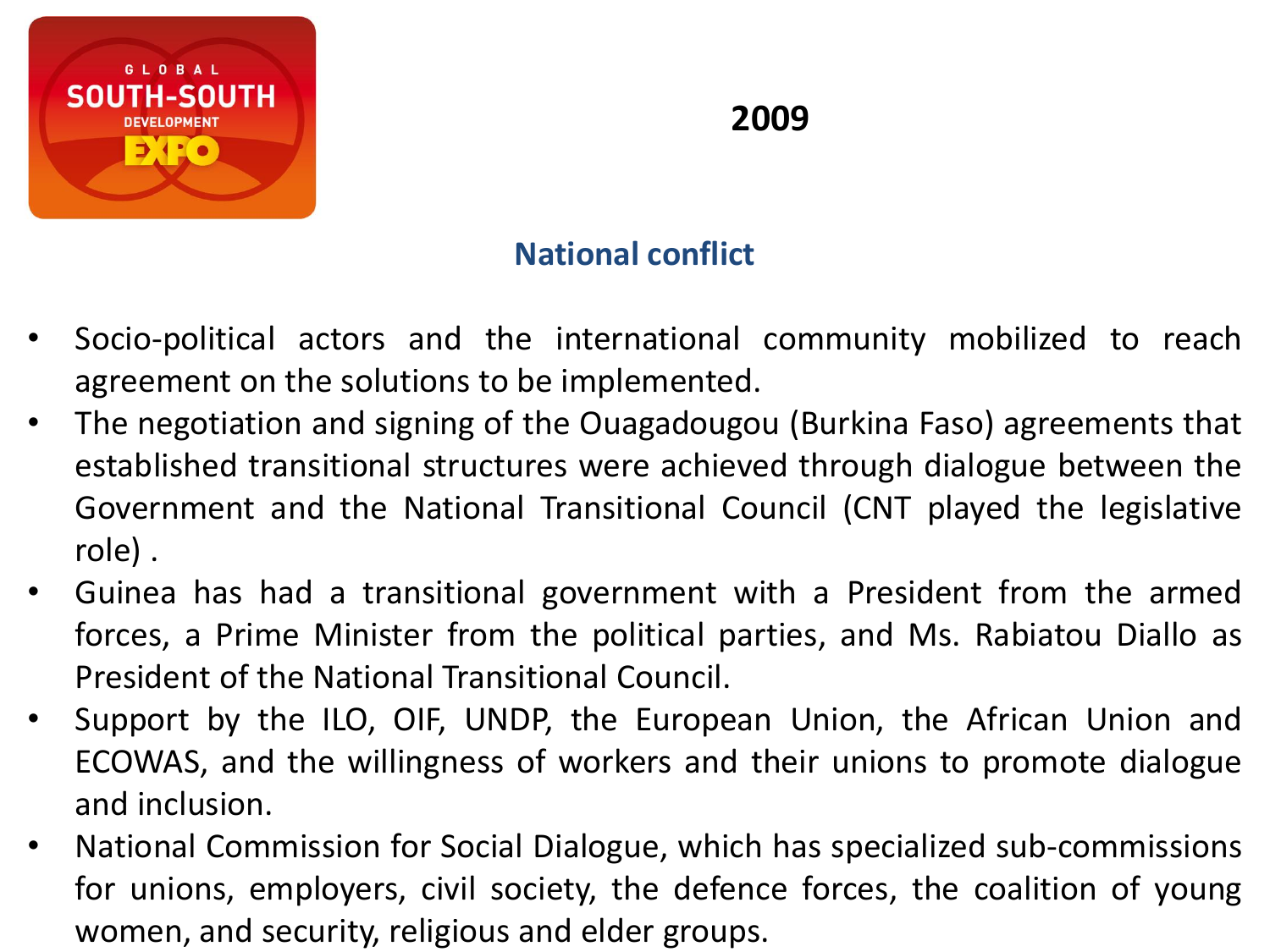## 2009

### National conflict

- Socio-political actors and the international community mobilized to reach agreement on the solutions to be implemented.
- The negotiation and signing of the Ouagadougou (Burkina Faso) agreements that established transitional structures were achieved through dialogue between the Government and the National Transitional Council (CNT played the legislative role) .
- Guinea has had a transitional government with a President from the armed forces, a Prime Minister from the political parties, and Ms. Rabiatou Diallo as President of the National Transitional Council.
- Support by the ILO, OIF, UNDP, the European Union, the African Union and ECOWAS, and the willingness of workers and their unions to promote dialogue and inclusion.
- National Commission for Social Dialogue, which has specialized sub-commissions for unions, employers, civil society, the defence forces, the coalition of young women, and security, religious and elder groups.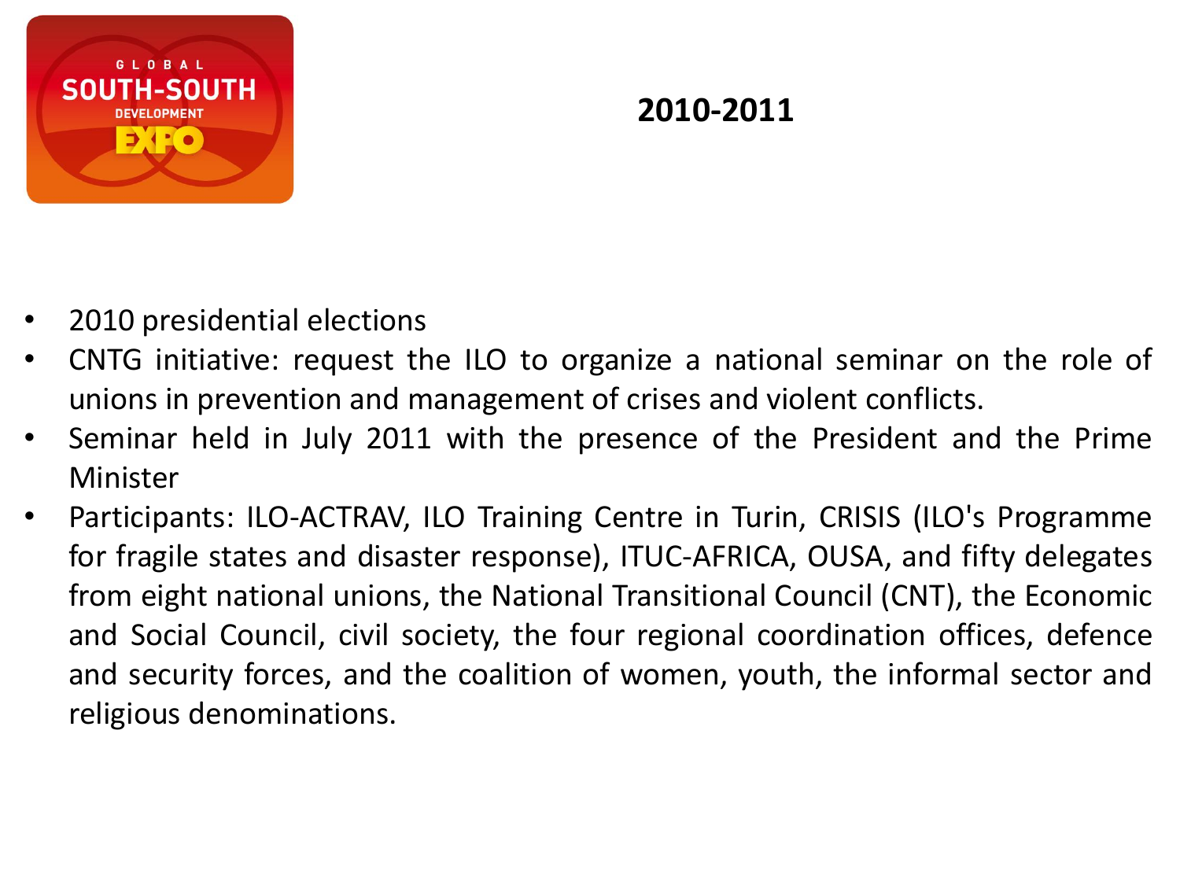## 2010-2011

- 2010 presidential elections
- CNTG initiative: request the ILO to organize a national seminar on the role of unions in prevention and management of crises and violent conflicts.
- Seminar held in July 2011 with the presence of the President and the Prime Minister
- Participants: ILO-ACTRAV, ILO Training Centre in Turin, CRISIS (ILO's Programme for fragile states and disaster response), ITUC-AFRICA, OUSA, and fifty delegates from eight national unions, the National Transitional Council (CNT), the Economic and Social Council, civil society, the four regional coordination offices, defence and security forces, and the coalition of women, youth, the informal sector and religious denominations.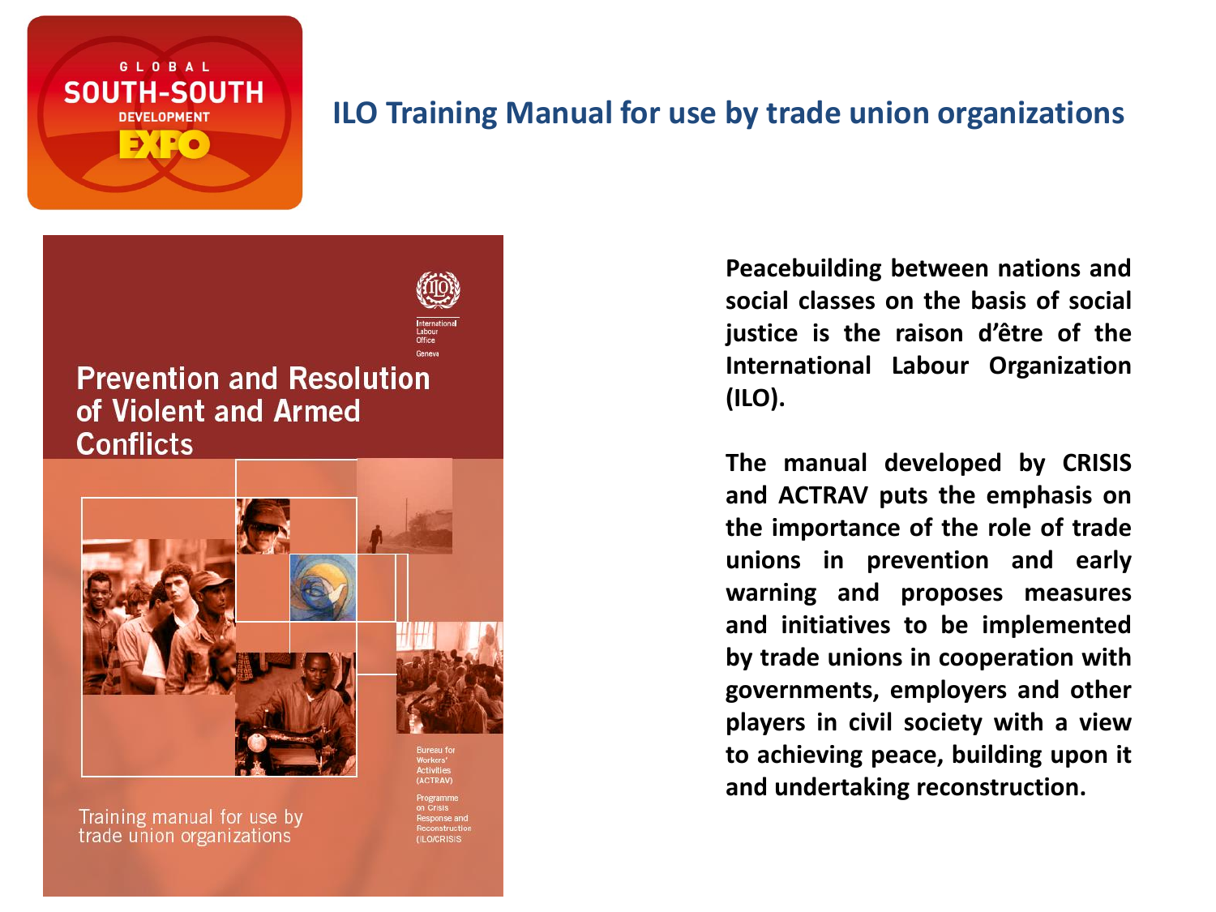# ILO Training Manual for use by trade union organizations

## Prevention and Resolution of Violent and Armed Conflicts

Training manual for use by trade union organizations

International Labour Office Geneva

Bureau for Workers' Activities (ACTRAV)

Programme on Crisis Response and Reconstruction (ILO/CRISIS)

**Peacebuilding between nations and social classes on the basis of social justice is the raison d'être of the International Labour Organization (ILO).**

**The manual developed by CRISIS and ACTRAV puts the emphasis on the importance of the role of trade unions in prevention and early warning and proposes measures and initiatives to be implemented by trade unions in cooperation with governments, employers and other players in civil society with a view to achieving peace, building upon it and undertaking reconstruction.**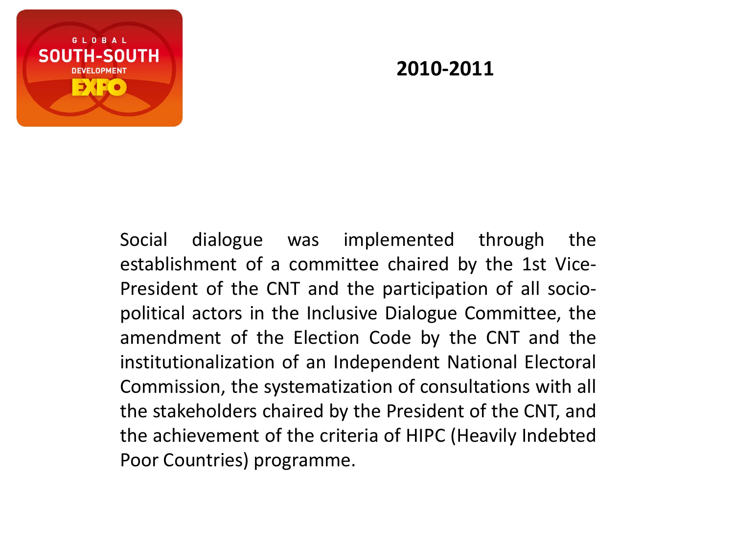## 2010-2011

Social dialogue was implemented through the establishment of a committee chaired by the 1st Vice-President of the CNT and the participation of all socio-political actors in the Inclusive Dialogue Committee, the amendment of the Election Code by the CNT and the institutionalization of an Independent National Electoral Commission, the systematization of consultations with all the stakeholders chaired by the President of the CNT, and the achievement of the criteria of HIPC (Heavily Indebted Poor Countries) programme.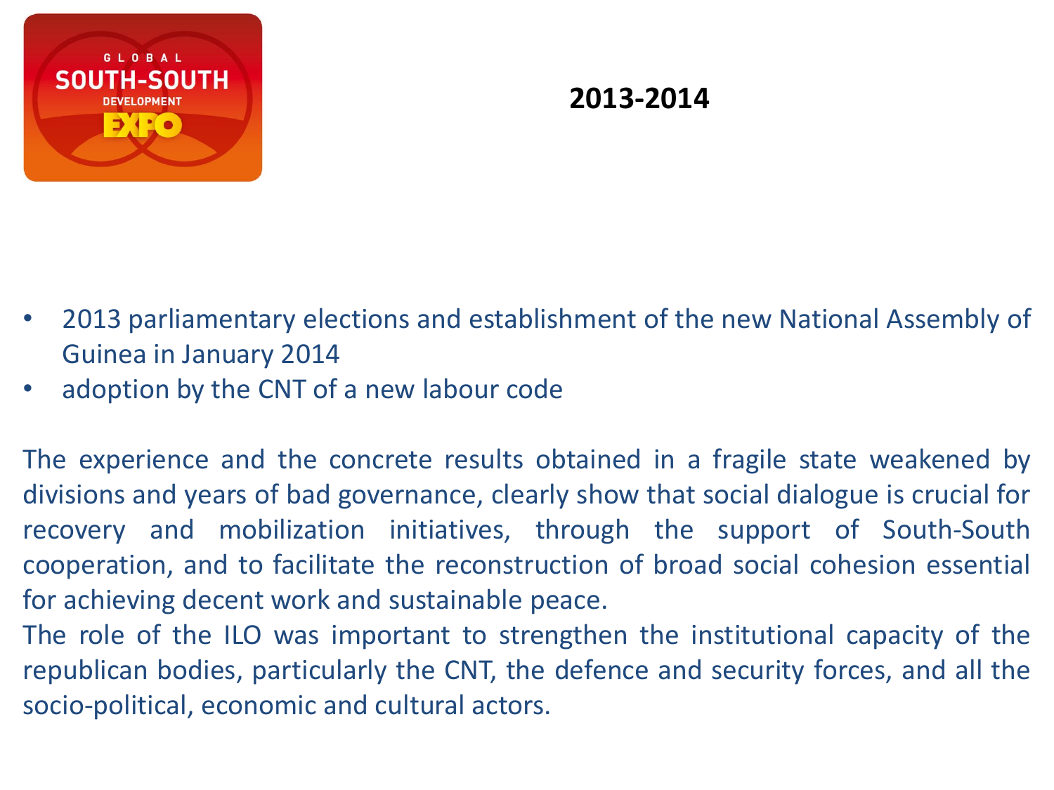## 2013-2014

- 2013 parliamentary elections and establishment of the new National Assembly of Guinea in January 2014
- adoption by the CNT of a new labour code

The experience and the concrete results obtained in a fragile state weakened by divisions and years of bad governance, clearly show that social dialogue is crucial for recovery and mobilization initiatives, through the support of South-South cooperation, and to facilitate the reconstruction of broad social cohesion essential for achieving decent work and sustainable peace.

The role of the ILO was important to strengthen the institutional capacity of the republican bodies, particularly the CNT, the defence and security forces, and all the socio-political, economic and cultural actors.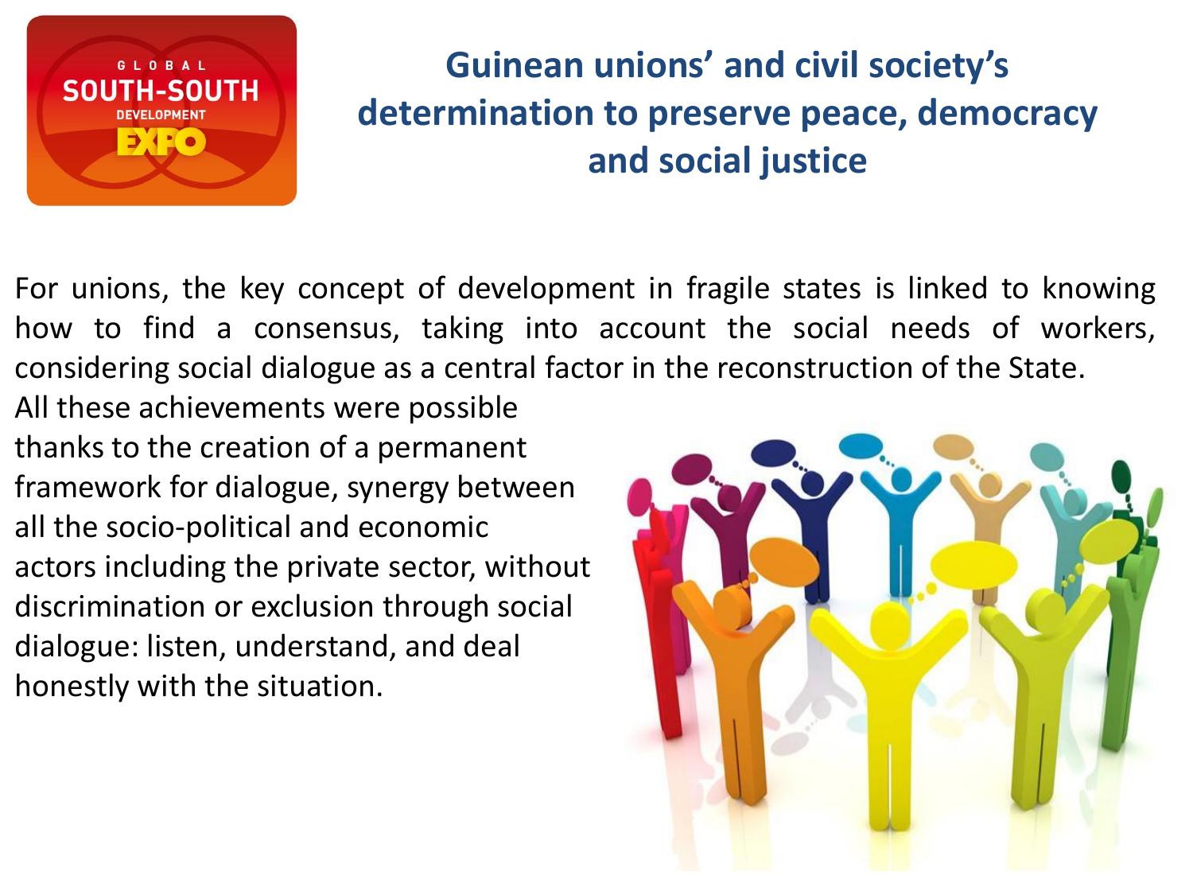# Guinean unions' and civil society's determination to preserve peace, democracy and social justice

For unions, the key concept of development in fragile states is linked to knowing how to find a consensus, taking into account the social needs of workers, considering social dialogue as a central factor in the reconstruction of the State.

All these achievements were possible thanks to the creation of a permanent framework for dialogue, synergy between all the socio-political and economic actors including the private sector, without discrimination or exclusion through social dialogue: listen, understand, and deal honestly with the situation.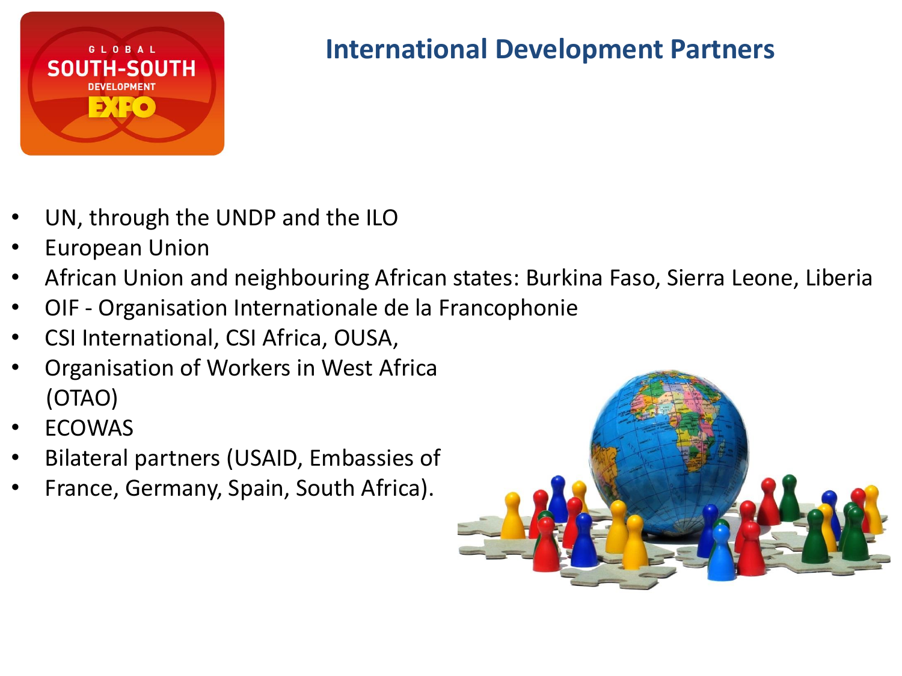# International Development Partners

- UN, through the UNDP and the ILO
- European Union
- African Union and neighbouring African states: Burkina Faso, Sierra Leone, Liberia
- OIF - Organisation Internationale de la Francophonie
- CSI International, CSI Africa, OUSA,
- Organisation of Workers in West Africa (OTAO)
- ECOWAS
- Bilateral partners (USAID, Embassies of
- France, Germany, Spain, South Africa).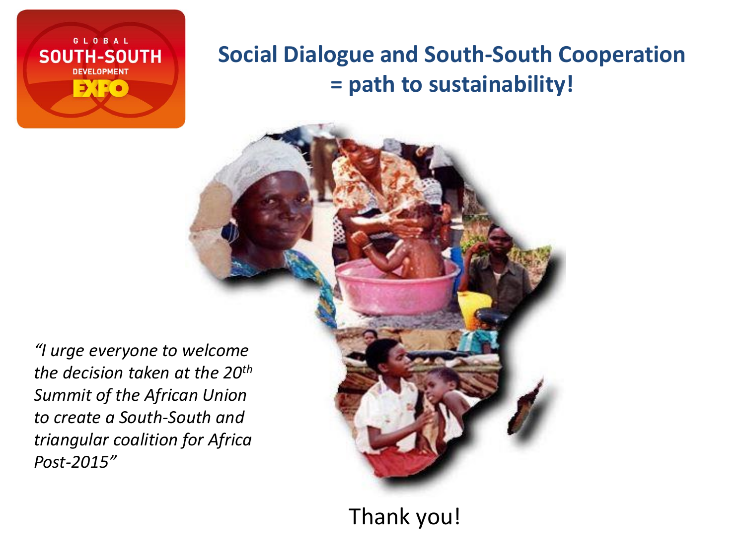GLOBAL SOUTH-SOUTH DEVELOPMENT EXPO

# Social Dialogue and South-South Cooperation = path to sustainability!

*"I urge everyone to welcome the decision taken at the 20th Summit of the African Union to create a South-South and triangular coalition for Africa Post-2015"*

Thank you!